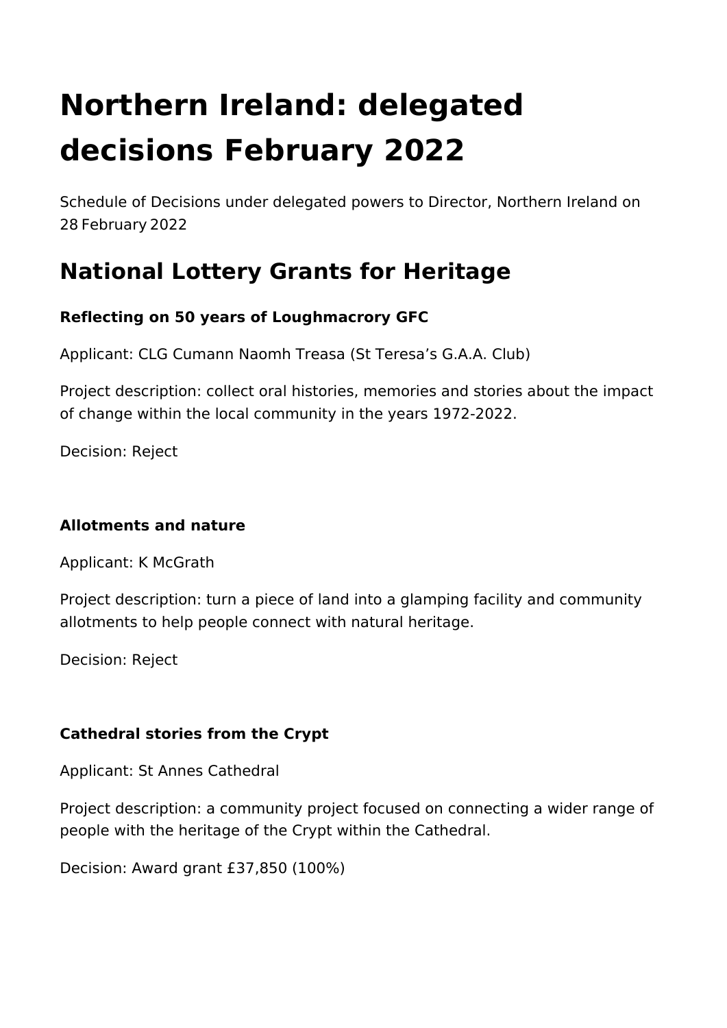# Northern Ireland: delegated decisions February 2022

Schedule of Decisions under delegated powers to Director, Northern Ireland on 28 February 2022

## National Lottery Grants for Heritage

**Reflecting on 50 years of Loughmacrory GFC**

Applicant: CLG Cumann Naomh Treasa (St Teresa's G.A.A. Club)

Project description: collect oral histories, memories and stories about the impact of change within the local community in the years 1972-2022.

Decision: Reject

**Allotments and nature**

Applicant: K McGrath

Project description: turn a piece of land into a glamping facility and community allotments to help people connect with natural heritage.

Decision: Reject

**Cathedral stories from the Crypt**

Applicant: St Annes Cathedral

Project description: a community project focused on connecting a wider range of people with the heritage of the Crypt within the Cathedral.

Decision: Award grant £37,850 (100%)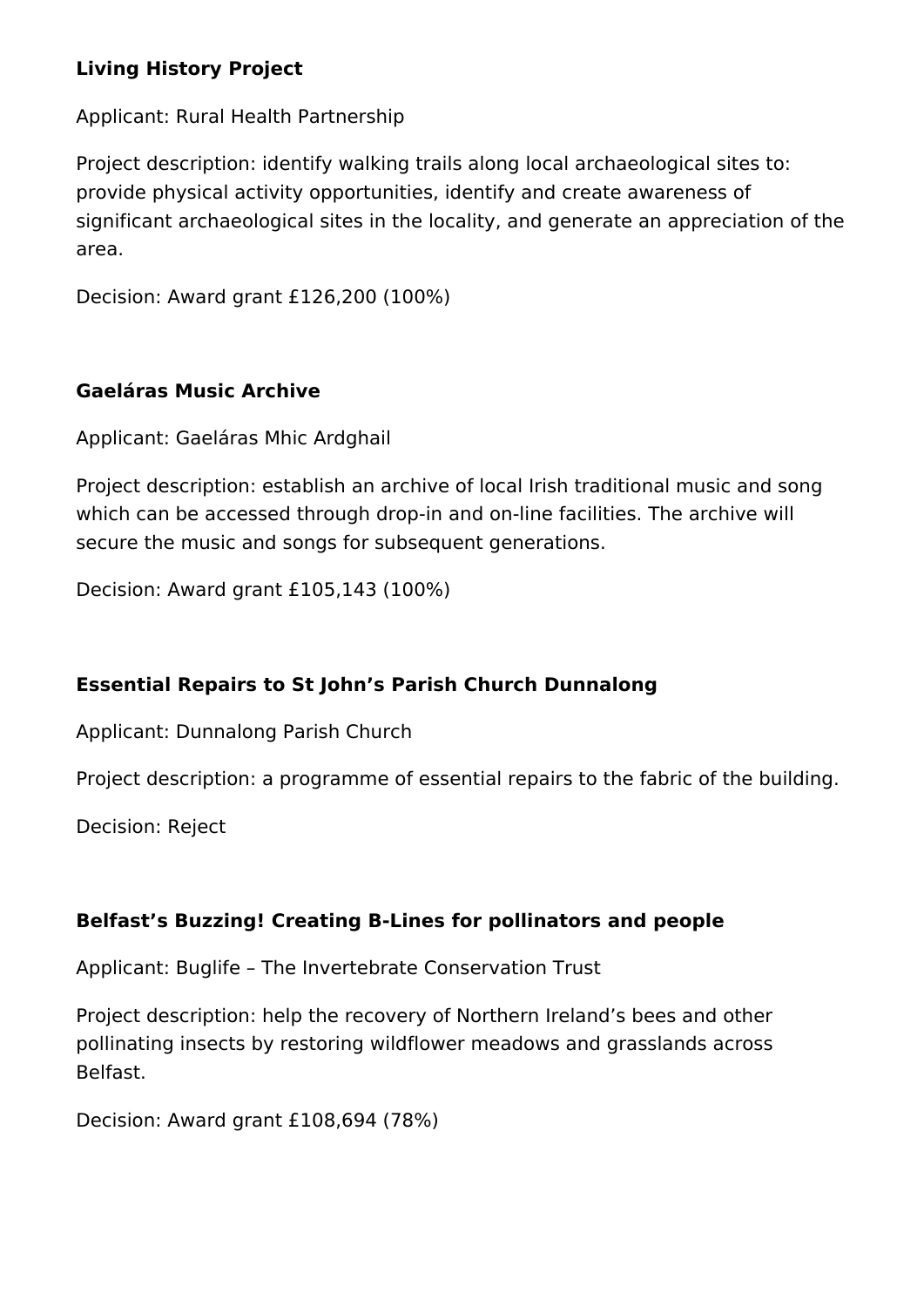**Living History Project**

Applicant: Rural Health Partnership

Project description: identify walking trails along local archaeological sites to: provide physical activity opportunities, identify and create awareness of significant archaeological sites in the locality, and generate an appreciation of the area.

Decision: Award grant £126,200 (100%)

**Gaeláras Music Archive**

Applicant: Gaeláras Mhic Ardghail

Project description: establish an archive of local Irish traditional music and song which can be accessed through drop-in and on-line facilities. The archive will secure the music and songs for subsequent generations.

Decision: Award grant £105,143 (100%)

**Essential Repairs to St John's Parish Church Dunnalong**

Applicant: Dunnalong Parish Church

Project description: a programme of essential repairs to the fabric of the building.

Decision: Reject

**Belfast's Buzzing! Creating B-Lines for pollinators and people**

Applicant: Buglife – The Invertebrate Conservation Trust

Project description: help the recovery of Northern Ireland's bees and other pollinating insects by restoring wildflower meadows and grasslands across Belfast.

Decision: Award grant £108,694 (78%)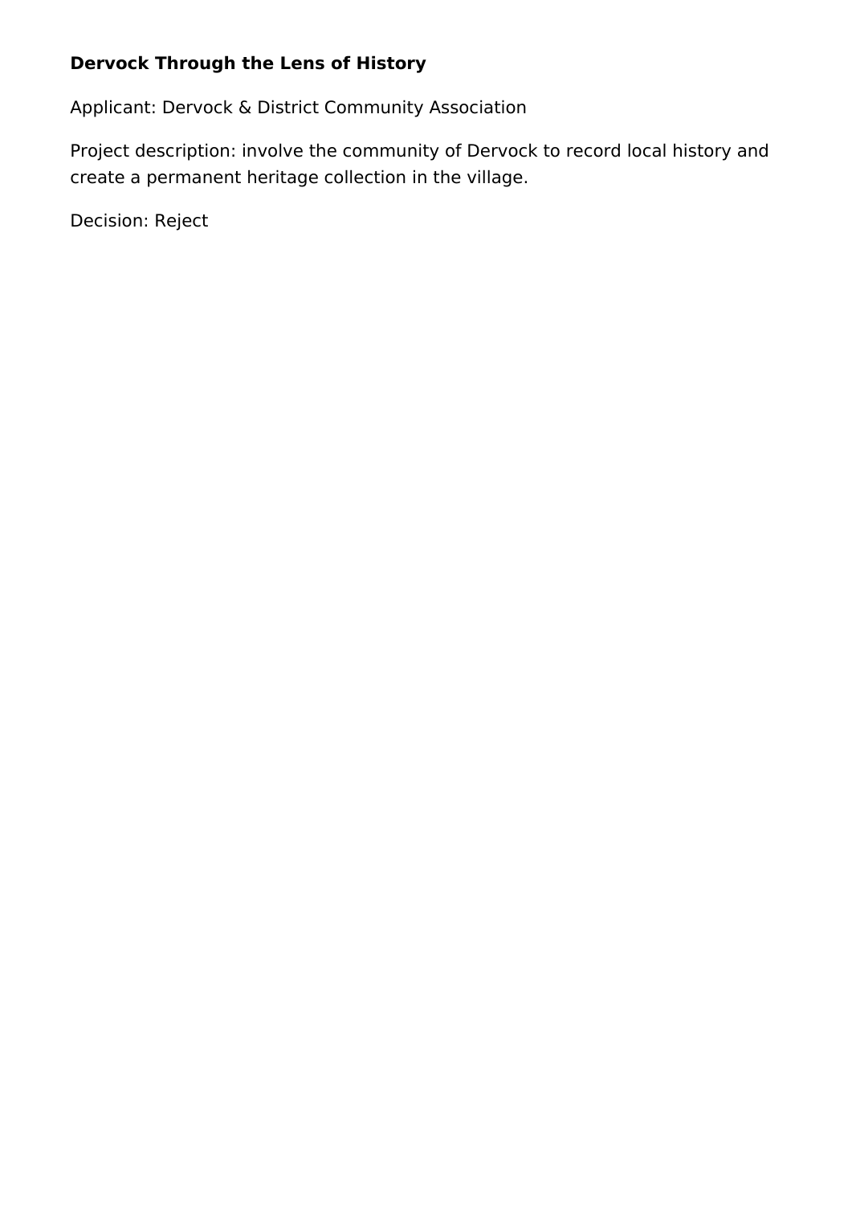**Dervock Through the Lens of History**

Applicant: Dervock & District Community Association

Project description: involve the community of Dervock to record local history and create a permanent heritage collection in the village.

Decision: Reject